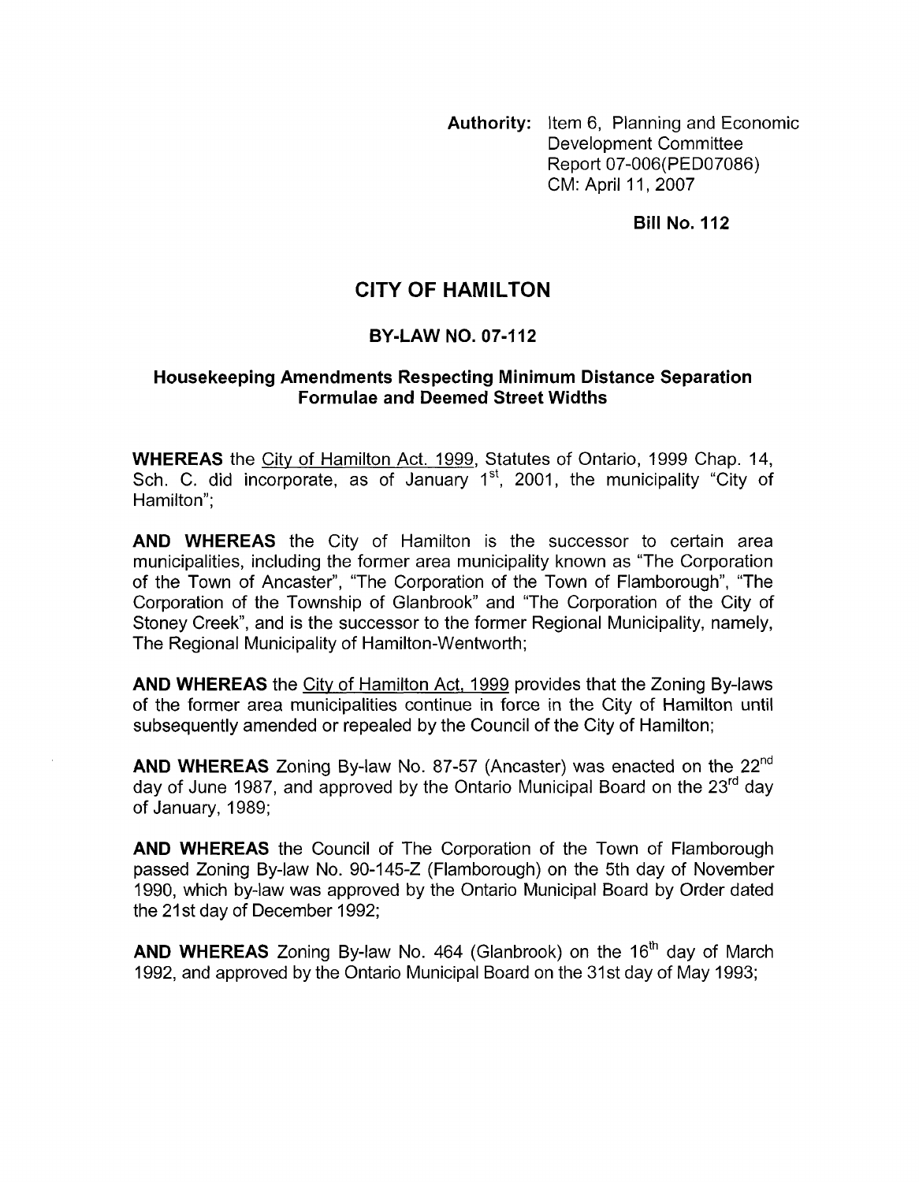**Authority:** Item 6, Planning and Economic Development Committee Report 07-006(PED07086) CM: April 11, 2007

**Bill No. 112**

# CITY OF HAMILTON

## BY-LAW NO. 07-112

### Housekeeping Amendments Respecting Minimum Distance Separation Formulae and Deemed Street Widths

**WHEREAS** the City of Hamilton Act. 1999, Statutes of Ontario, 1999 Chap. 14, Sch. C. did incorporate, as of January 1st, 2001, the municipality "City of Hamilton";

**AND WHEREAS** the City of Hamilton is the successor to certain area municipalities, including the former area municipality known as "The Corporation of the Town of Ancaster", "The Corporation of the Town of Flamborough", "The Corporation of the Township of Glanbrook" and "The Corporation of the City of Stoney Creek", and is the successor to the former Regional Municipality, namely, The Regional Municipality of Hamilton-Wentworth;

**AND WHEREAS** the City of Hamilton Act, 1999 provides that the Zoning By-laws of the former area municipalities continue in force in the City of Hamilton until subsequently amended or repealed by the Council of the City of Hamilton;

**AND WHEREAS** Zoning By-law No. 87-57 (Ancaster) was enacted on the 22nd day of June 1987, and approved by the Ontario Municipal Board on the 23rd day of January, 1989;

**AND WHEREAS** the Council of The Corporation of the Town of Flamborough passed Zoning By-law No. 90-145-Z (Flamborough) on the 5th day of November 1990, which by-law was approved by the Ontario Municipal Board by Order dated the 21st day of December 1992;

**AND WHEREAS** Zoning By-law No. 464 (Glanbrook) on the 16th day of March 1992, and approved by the Ontario Municipal Board on the 31st day of May 1993;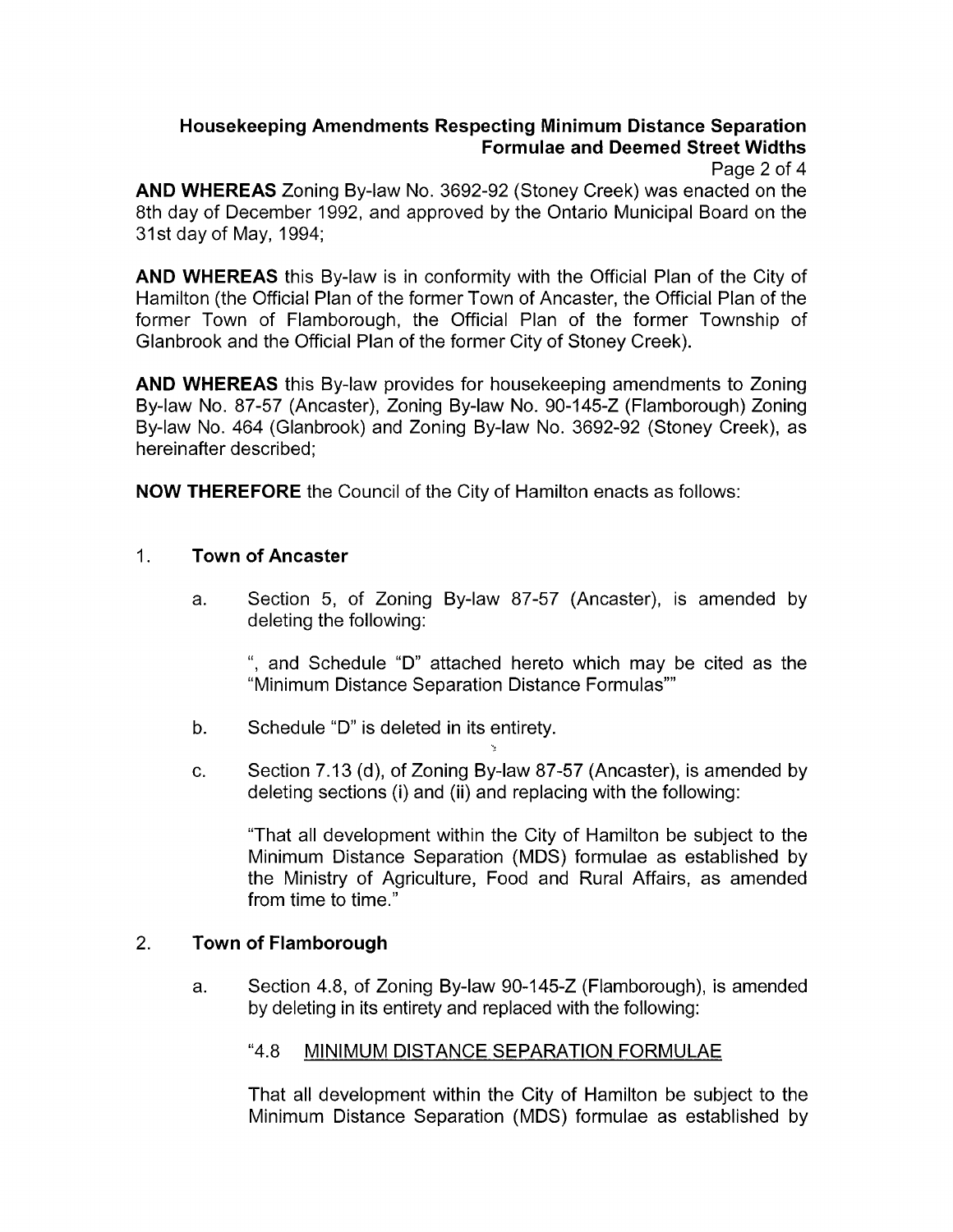**AND WHEREAS** Zoning By-law No. 3692-92 (Stoney Creek) was enacted on the 8th day of December 1992, and approved by the Ontario Municipal Board on the 31st day of May, 1994;

**AND WHEREAS** this By-law is in conformity with the Official Plan of the City of Hamilton (the Official Plan of the former Town of Ancaster, the Official Plan of the former Town of Flamborough, the Official Plan of the former Township of Glanbrook and the Official Plan of the former City of Stoney Creek).

**AND WHEREAS** this By-law provides for housekeeping amendments to Zoning By-law No. 87-57 (Ancaster), Zoning By-law No. 90-145-Z (Flamborough) Zoning By-law No. 464 (Glanbrook) and Zoning By-law No. 3692-92 (Stoney Creek), as hereinafter described;

**NOW THEREFORE** the Council of the City of Hamilton enacts as follows:

1. **Town of Ancaster**

   a. Section 5, of Zoning By-law 87-57 (Ancaster), is amended by deleting the following:

      ", and Schedule "D" attached hereto which may be cited as the "Minimum Distance Separation Distance Formulas""

   b. Schedule "D" is deleted in its entirety.

   c. Section 7.13 (d), of Zoning By-law 87-57 (Ancaster), is amended by deleting sections (i) and (ii) and replacing with the following:

      "That all development within the City of Hamilton be subject to the Minimum Distance Separation (MDS) formulae as established by the Ministry of Agriculture, Food and Rural Affairs, as amended from time to time."

2. **Town of Flamborough**

   a. Section 4.8, of Zoning By-law 90-145-Z (Flamborough), is amended by deleting in its entirety and replaced with the following:

      "4.8 MINIMUM DISTANCE SEPARATION FORMULAE

      That all development within the City of Hamilton be subject to the Minimum Distance Separation (MDS) formulae as established by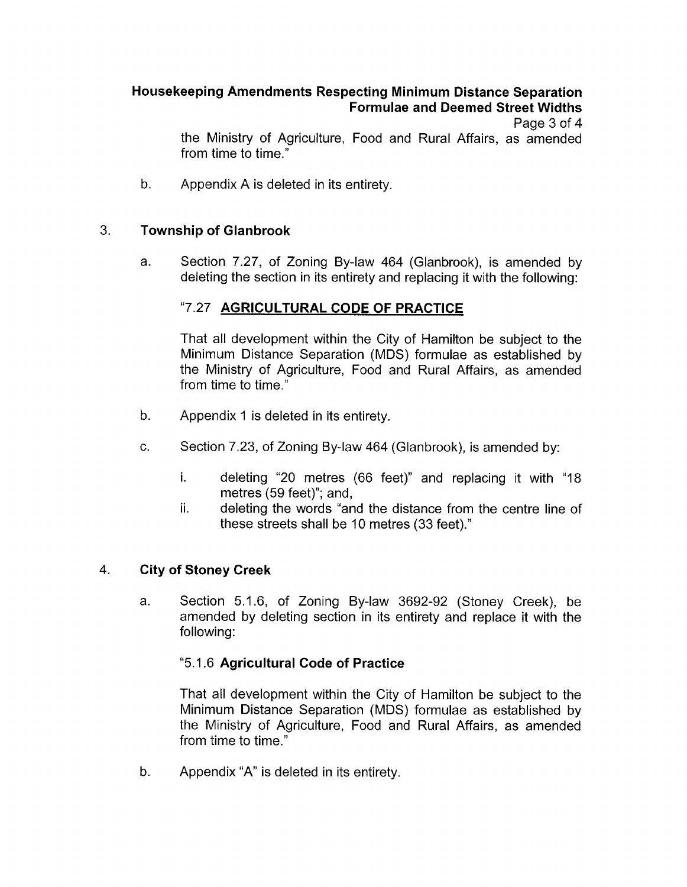the Ministry of Agriculture, Food and Rural Affairs, as amended from time to time."

b. Appendix A is deleted in its entirety.

3. **Township of Glanbrook**

   a. Section 7.27, of Zoning By-law 464 (Glanbrook), is amended by deleting the section in its entirety and replacing it with the following:

      "7.27 **AGRICULTURAL CODE OF PRACTICE**

      That all development within the City of Hamilton be subject to the Minimum Distance Separation (MDS) formulae as established by the Ministry of Agriculture, Food and Rural Affairs, as amended from time to time."

   b. Appendix 1 is deleted in its entirety.

   c. Section 7.23, of Zoning By-law 464 (Glanbrook), is amended by:

      i. deleting "20 metres (66 feet)" and replacing it with "18 metres (59 feet)"; and,

      ii. deleting the words "and the distance from the centre line of these streets shall be 10 metres (33 feet)."

4. **City of Stoney Creek**

   a. Section 5.1.6, of Zoning By-law 3692-92 (Stoney Creek), be amended by deleting section in its entirety and replace it with the following:

      "5.1.6 **Agricultural Code of Practice**

      That all development within the City of Hamilton be subject to the Minimum Distance Separation (MDS) formulae as established by the Ministry of Agriculture, Food and Rural Affairs, as amended from time to time."

   b. Appendix "A" is deleted in its entirety.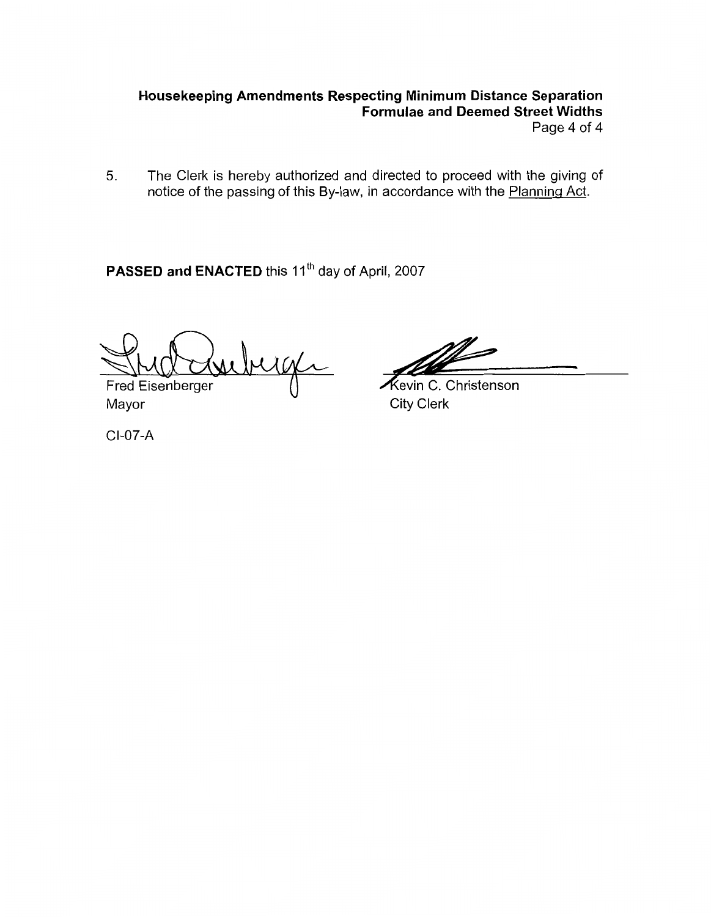5. The Clerk is hereby authorized and directed to proceed with the giving of notice of the passing of this By-law, in accordance with the Planning Act.

**PASSED and ENACTED** this 11th day of April, 2007

Fred Eisenberger
Mayor

Kevin C. Christenson
City Clerk

CI-07-A